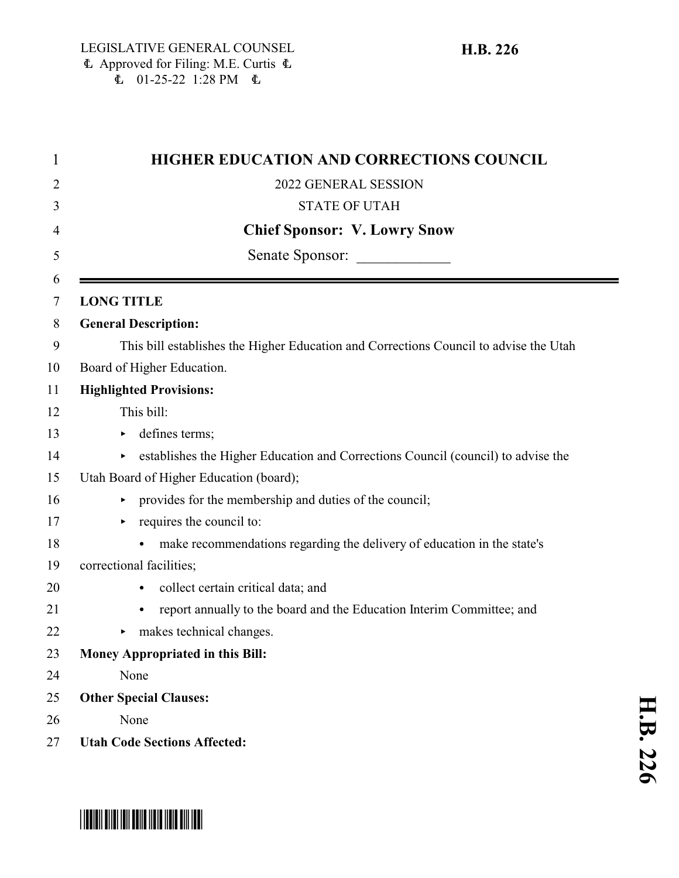LEGISLATIVE GENERAL COUNSEL
Approved for Filing: M.E. Curtis
01-25-22 1:28 PM

**H.B. 226**

# HIGHER EDUCATION AND CORRECTIONS COUNCIL

2022 GENERAL SESSION

STATE OF UTAH

**Chief Sponsor: V. Lowry Snow**

Senate Sponsor: ____________

---

**LONG TITLE**

**General Description:**

This bill establishes the Higher Education and Corrections Council to advise the Utah Board of Higher Education.

**Highlighted Provisions:**

This bill:

- defines terms;
- establishes the Higher Education and Corrections Council (council) to advise the Utah Board of Higher Education (board);
- provides for the membership and duties of the council;
- requires the council to:
  - make recommendations regarding the delivery of education in the state's correctional facilities;
  - collect certain critical data; and
  - report annually to the board and the Education Interim Committee; and
- makes technical changes.

**Money Appropriated in this Bill:**

None

**Other Special Clauses:**

None

**Utah Code Sections Affected:**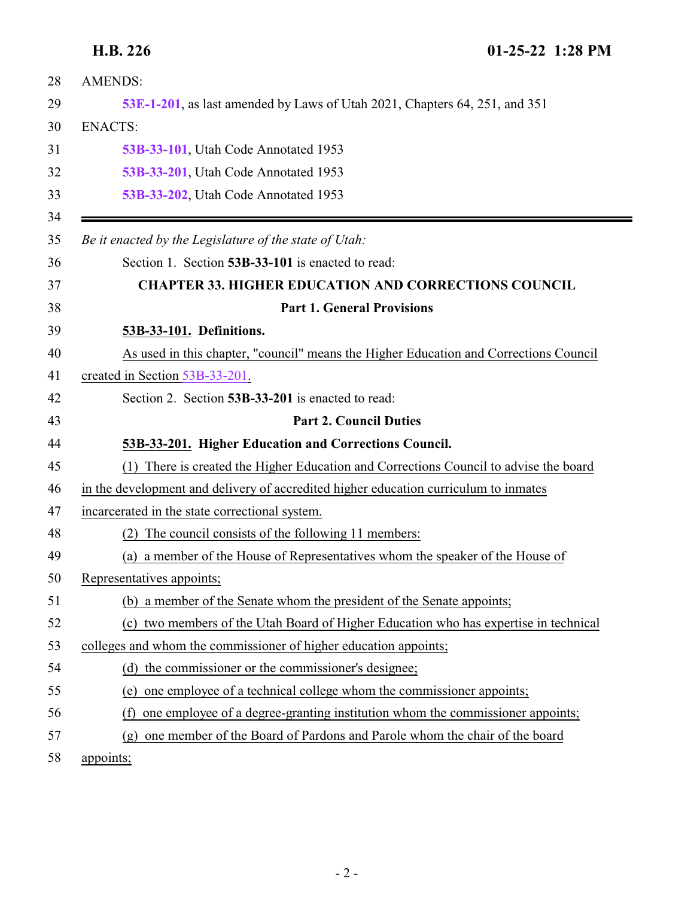AMENDS:

**53E-1-201**, as last amended by Laws of Utah 2021, Chapters 64, 251, and 351

ENACTS:

**53B-33-101**, Utah Code Annotated 1953

**53B-33-201**, Utah Code Annotated 1953

**53B-33-202**, Utah Code Annotated 1953

---

*Be it enacted by the Legislature of the state of Utah:*

Section 1. Section **53B-33-101** is enacted to read:

## CHAPTER 33. HIGHER EDUCATION AND CORRECTIONS COUNCIL

### Part 1. General Provisions

**53B-33-101. Definitions.**

As used in this chapter, "council" means the Higher Education and Corrections Council created in Section 53B-33-201.

Section 2. Section **53B-33-201** is enacted to read:

### Part 2. Council Duties

**53B-33-201. Higher Education and Corrections Council.**

(1) There is created the Higher Education and Corrections Council to advise the board in the development and delivery of accredited higher education curriculum to inmates incarcerated in the state correctional system.

(2) The council consists of the following 11 members:

(a) a member of the House of Representatives whom the speaker of the House of Representatives appoints;

(b) a member of the Senate whom the president of the Senate appoints;

(c) two members of the Utah Board of Higher Education who has expertise in technical colleges and whom the commissioner of higher education appoints;

(d) the commissioner or the commissioner's designee;

(e) one employee of a technical college whom the commissioner appoints;

(f) one employee of a degree-granting institution whom the commissioner appoints;

(g) one member of the Board of Pardons and Parole whom the chair of the board appoints;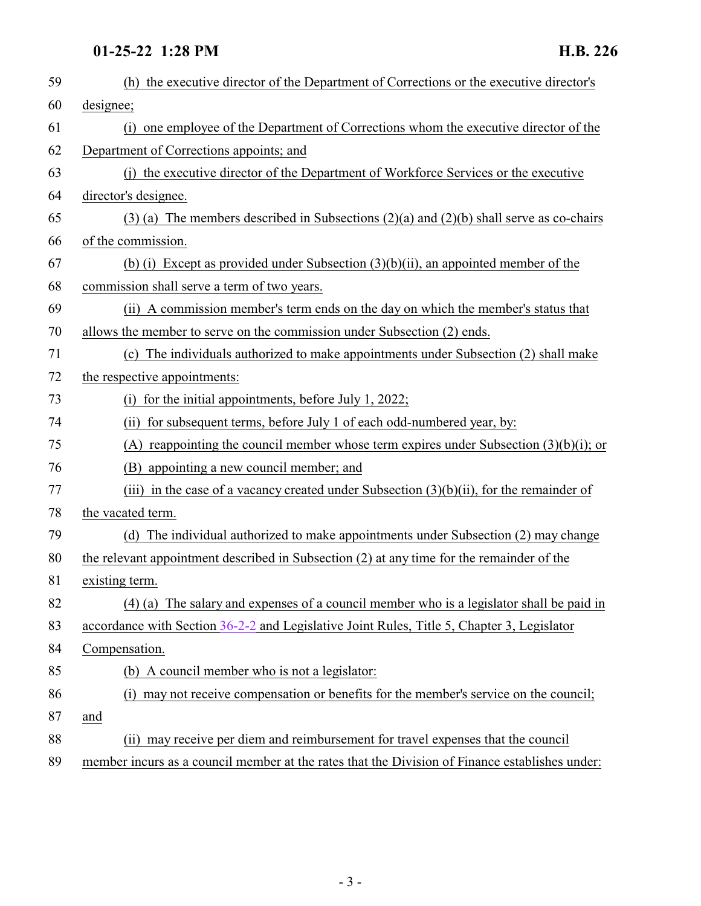(h) the executive director of the Department of Corrections or the executive director's designee;

(i) one employee of the Department of Corrections whom the executive director of the Department of Corrections appoints; and

(j) the executive director of the Department of Workforce Services or the executive director's designee.

(3) (a) The members described in Subsections (2)(a) and (2)(b) shall serve as co-chairs of the commission.

(b) (i) Except as provided under Subsection (3)(b)(ii), an appointed member of the commission shall serve a term of two years.

(ii) A commission member's term ends on the day on which the member's status that allows the member to serve on the commission under Subsection (2) ends.

(c) The individuals authorized to make appointments under Subsection (2) shall make the respective appointments:

(i) for the initial appointments, before July 1, 2022;

(ii) for subsequent terms, before July 1 of each odd-numbered year, by:

(A) reappointing the council member whose term expires under Subsection (3)(b)(i); or

(B) appointing a new council member; and

(iii) in the case of a vacancy created under Subsection (3)(b)(ii), for the remainder of the vacated term.

(d) The individual authorized to make appointments under Subsection (2) may change the relevant appointment described in Subsection (2) at any time for the remainder of the existing term.

(4) (a) The salary and expenses of a council member who is a legislator shall be paid in accordance with Section 36-2-2 and Legislative Joint Rules, Title 5, Chapter 3, Legislator Compensation.

(b) A council member who is not a legislator:

(i) may not receive compensation or benefits for the member's service on the council; and

(ii) may receive per diem and reimbursement for travel expenses that the council member incurs as a council member at the rates that the Division of Finance establishes under: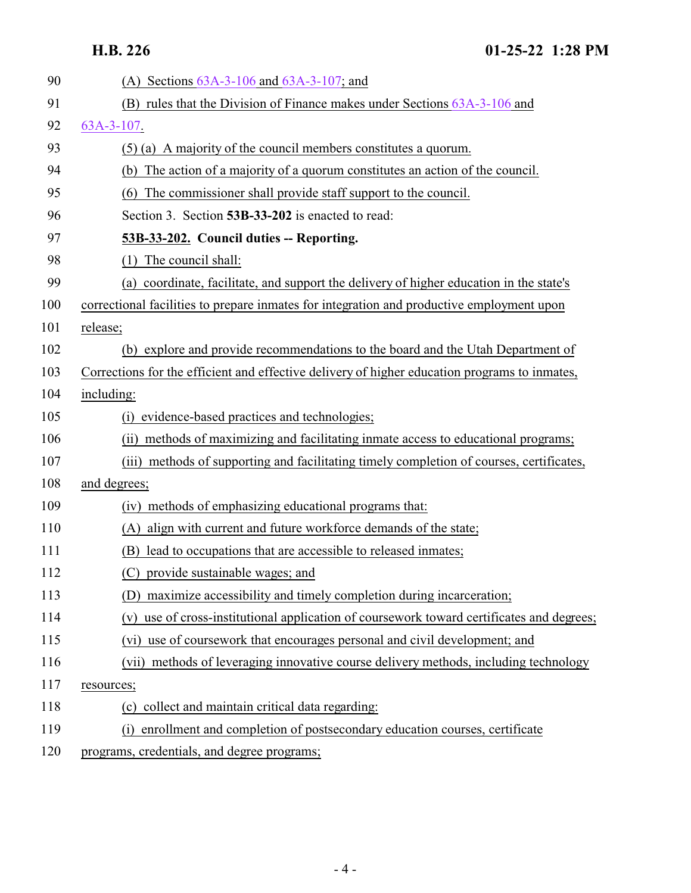(A) Sections 63A-3-106 and 63A-3-107; and

(B) rules that the Division of Finance makes under Sections 63A-3-106 and 63A-3-107.

(5) (a) A majority of the council members constitutes a quorum.

(b) The action of a majority of a quorum constitutes an action of the council.

(6) The commissioner shall provide staff support to the council.

Section 3. Section **53B-33-202** is enacted to read:

**53B-33-202. Council duties -- Reporting.**

(1) The council shall:

(a) coordinate, facilitate, and support the delivery of higher education in the state's correctional facilities to prepare inmates for integration and productive employment upon release;

(b) explore and provide recommendations to the board and the Utah Department of Corrections for the efficient and effective delivery of higher education programs to inmates, including:

(i) evidence-based practices and technologies;

(ii) methods of maximizing and facilitating inmate access to educational programs;

(iii) methods of supporting and facilitating timely completion of courses, certificates, and degrees;

(iv) methods of emphasizing educational programs that:

(A) align with current and future workforce demands of the state;

(B) lead to occupations that are accessible to released inmates;

(C) provide sustainable wages; and

(D) maximize accessibility and timely completion during incarceration;

(v) use of cross-institutional application of coursework toward certificates and degrees;

(vi) use of coursework that encourages personal and civil development; and

(vii) methods of leveraging innovative course delivery methods, including technology resources;

(c) collect and maintain critical data regarding:

(i) enrollment and completion of postsecondary education courses, certificate programs, credentials, and degree programs;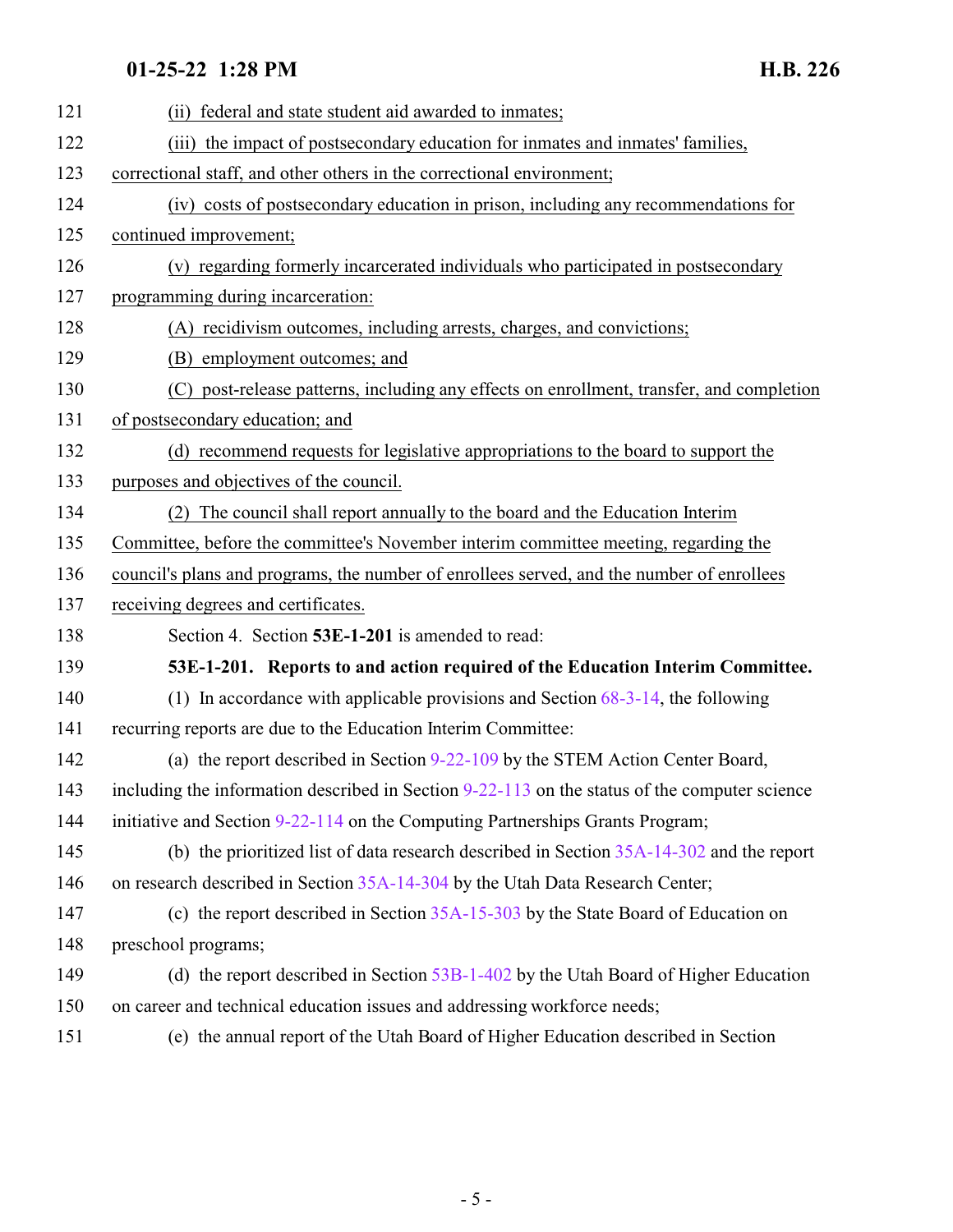(ii) federal and state student aid awarded to inmates;

(iii) the impact of postsecondary education for inmates and inmates' families, correctional staff, and other others in the correctional environment;

(iv) costs of postsecondary education in prison, including any recommendations for continued improvement;

(v) regarding formerly incarcerated individuals who participated in postsecondary programming during incarceration:

(A) recidivism outcomes, including arrests, charges, and convictions;

(B) employment outcomes; and

(C) post-release patterns, including any effects on enrollment, transfer, and completion of postsecondary education; and

(d) recommend requests for legislative appropriations to the board to support the purposes and objectives of the council.

(2) The council shall report annually to the board and the Education Interim Committee, before the committee's November interim committee meeting, regarding the council's plans and programs, the number of enrollees served, and the number of enrollees receiving degrees and certificates.

Section 4. Section **53E-1-201** is amended to read:

**53E-1-201. Reports to and action required of the Education Interim Committee.**

(1) In accordance with applicable provisions and Section 68-3-14, the following recurring reports are due to the Education Interim Committee:

(a) the report described in Section 9-22-109 by the STEM Action Center Board, including the information described in Section 9-22-113 on the status of the computer science initiative and Section 9-22-114 on the Computing Partnerships Grants Program;

(b) the prioritized list of data research described in Section 35A-14-302 and the report on research described in Section 35A-14-304 by the Utah Data Research Center;

(c) the report described in Section 35A-15-303 by the State Board of Education on preschool programs;

(d) the report described in Section 53B-1-402 by the Utah Board of Higher Education on career and technical education issues and addressing workforce needs;

(e) the annual report of the Utah Board of Higher Education described in Section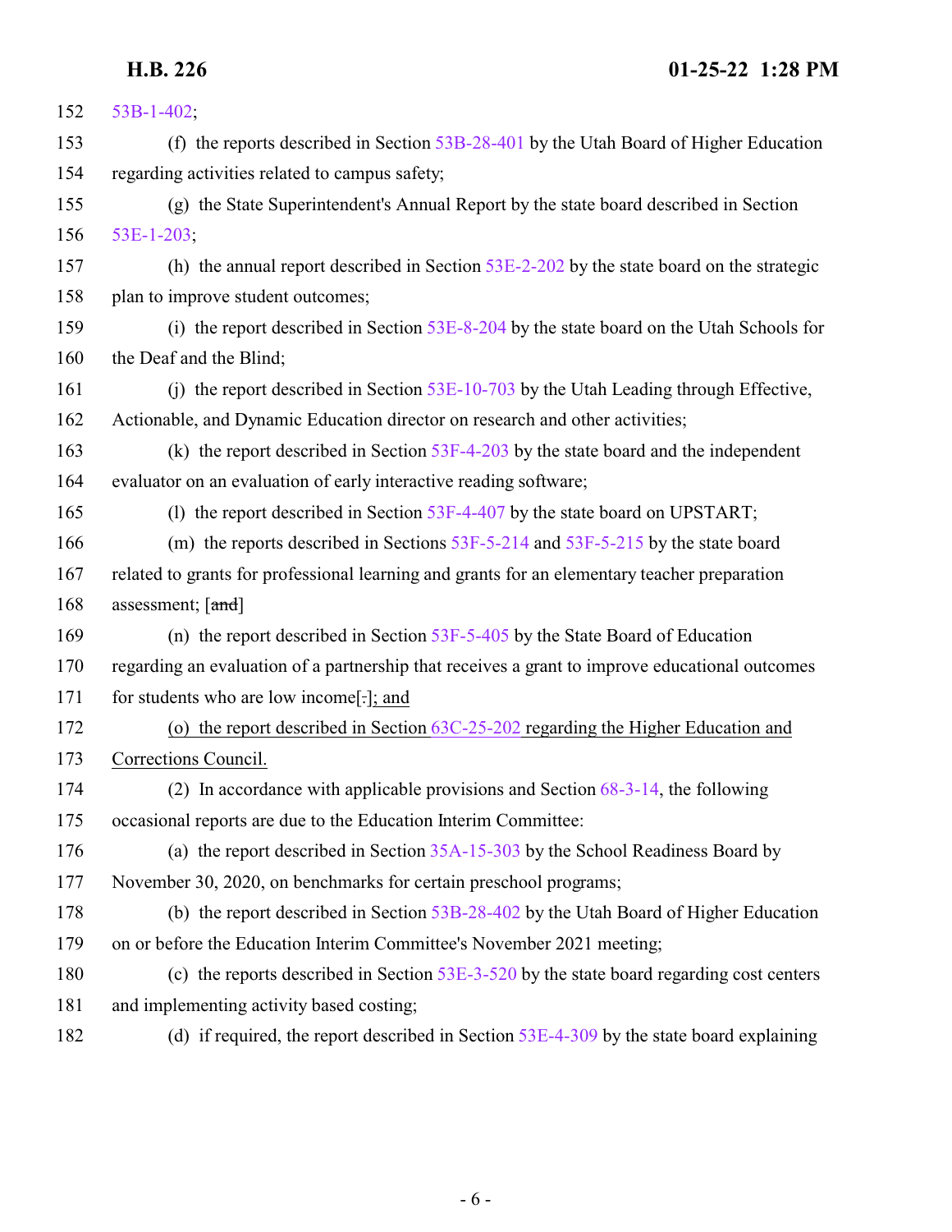152 53B-1-402;

153 (f) the reports described in Section 53B-28-401 by the Utah Board of Higher Education
154 regarding activities related to campus safety;

155 (g) the State Superintendent's Annual Report by the state board described in Section
156 53E-1-203;

157 (h) the annual report described in Section 53E-2-202 by the state board on the strategic
158 plan to improve student outcomes;

159 (i) the report described in Section 53E-8-204 by the state board on the Utah Schools for
160 the Deaf and the Blind;

161 (j) the report described in Section 53E-10-703 by the Utah Leading through Effective,
162 Actionable, and Dynamic Education director on research and other activities;

163 (k) the report described in Section 53F-4-203 by the state board and the independent
164 evaluator on an evaluation of early interactive reading software;

165 (l) the report described in Section 53F-4-407 by the state board on UPSTART;

166 (m) the reports described in Sections 53F-5-214 and 53F-5-215 by the state board
167 related to grants for professional learning and grants for an elementary teacher preparation
168 assessment; [~~and~~]

169 (n) the report described in Section 53F-5-405 by the State Board of Education
170 regarding an evaluation of a partnership that receives a grant to improve educational outcomes
171 for students who are low income[~~.~~]<ins>; and</ins>

172 <ins>(o) the report described in Section 63C-25-202 regarding the Higher Education and</ins>
173 <ins>Corrections Council.</ins>

174 (2) In accordance with applicable provisions and Section 68-3-14, the following
175 occasional reports are due to the Education Interim Committee:

176 (a) the report described in Section 35A-15-303 by the School Readiness Board by
177 November 30, 2020, on benchmarks for certain preschool programs;

178 (b) the report described in Section 53B-28-402 by the Utah Board of Higher Education
179 on or before the Education Interim Committee's November 2021 meeting;

180 (c) the reports described in Section 53E-3-520 by the state board regarding cost centers
181 and implementing activity based costing;

182 (d) if required, the report described in Section 53E-4-309 by the state board explaining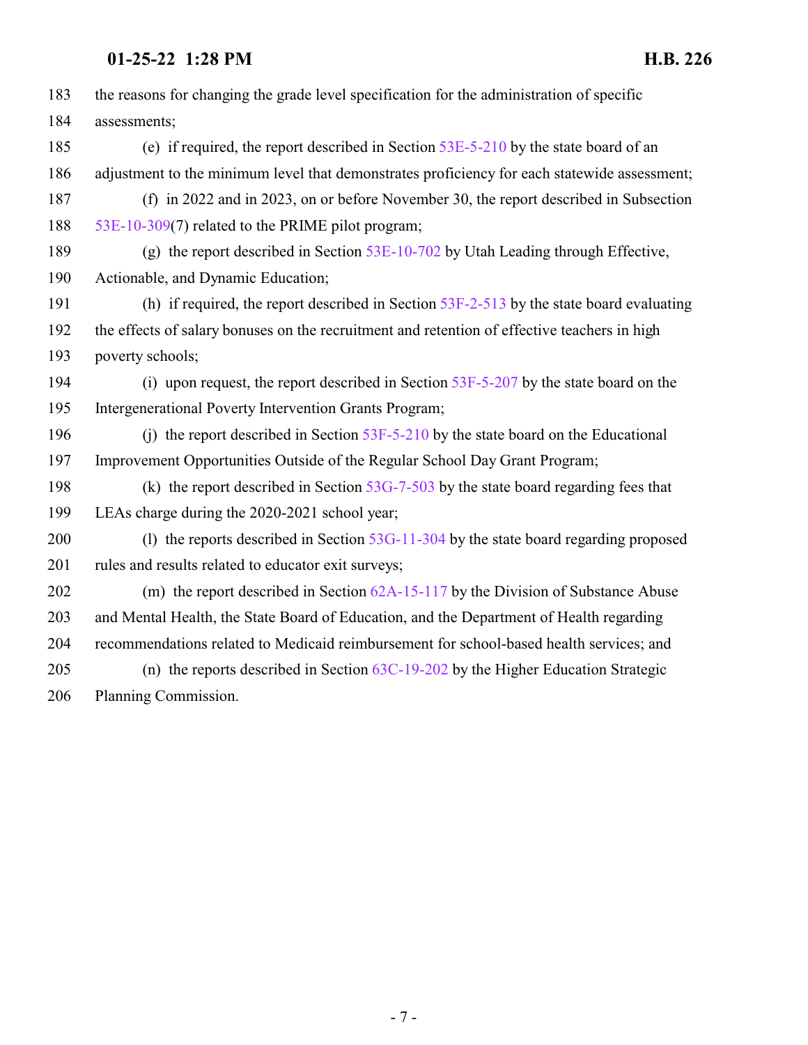the reasons for changing the grade level specification for the administration of specific assessments;

(e) if required, the report described in Section 53E-5-210 by the state board of an adjustment to the minimum level that demonstrates proficiency for each statewide assessment;

(f) in 2022 and in 2023, on or before November 30, the report described in Subsection 53E-10-309(7) related to the PRIME pilot program;

(g) the report described in Section 53E-10-702 by Utah Leading through Effective, Actionable, and Dynamic Education;

(h) if required, the report described in Section 53F-2-513 by the state board evaluating the effects of salary bonuses on the recruitment and retention of effective teachers in high poverty schools;

(i) upon request, the report described in Section 53F-5-207 by the state board on the Intergenerational Poverty Intervention Grants Program;

(j) the report described in Section 53F-5-210 by the state board on the Educational Improvement Opportunities Outside of the Regular School Day Grant Program;

(k) the report described in Section 53G-7-503 by the state board regarding fees that LEAs charge during the 2020-2021 school year;

(l) the reports described in Section 53G-11-304 by the state board regarding proposed rules and results related to educator exit surveys;

(m) the report described in Section 62A-15-117 by the Division of Substance Abuse and Mental Health, the State Board of Education, and the Department of Health regarding recommendations related to Medicaid reimbursement for school-based health services; and

(n) the reports described in Section 63C-19-202 by the Higher Education Strategic Planning Commission.